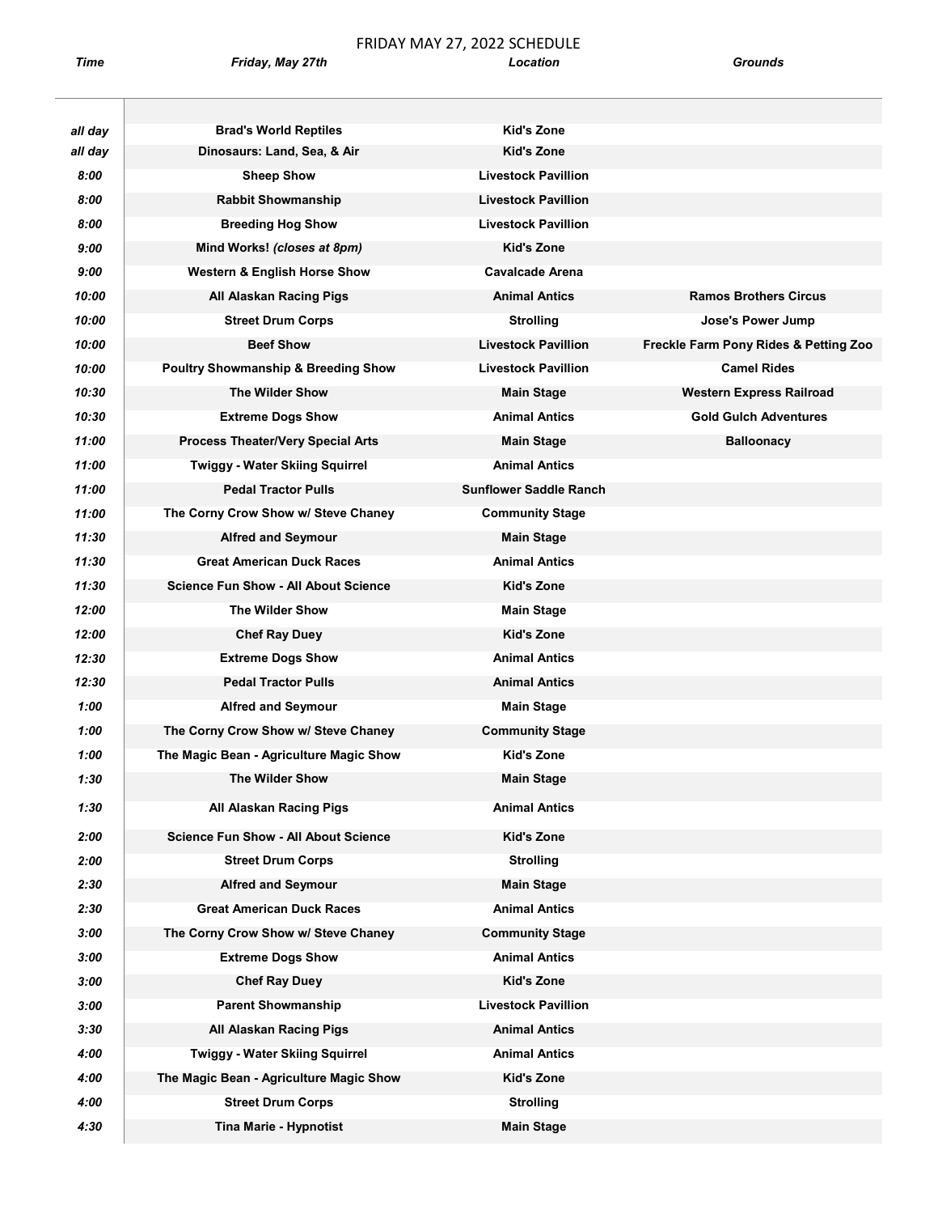# FRIDAY MAY 27, 2022 SCHEDULE

| *Time* | *Friday, May 27th* | *Location* | *Grounds* |
|---|---|---|---|
| *all day* | **Brad's World Reptiles** | **Kid's Zone** | |
| *all day* | **Dinosaurs: Land, Sea, & Air** | **Kid's Zone** | |
| *8:00* | **Sheep Show** | **Livestock Pavillion** | |
| *8:00* | **Rabbit Showmanship** | **Livestock Pavillion** | |
| *8:00* | **Breeding Hog Show** | **Livestock Pavillion** | |
| *9:00* | **Mind Works!** ***(closes at 8pm)*** | **Kid's Zone** | |
| *9:00* | **Western & English Horse Show** | **Cavalcade Arena** | |
| *10:00* | **All Alaskan Racing Pigs** | **Animal Antics** | **Ramos Brothers Circus** |
| *10:00* | **Street Drum Corps** | **Strolling** | **Jose's Power Jump** |
| *10:00* | **Beef Show** | **Livestock Pavillion** | **Freckle Farm Pony Rides & Petting Zoo** |
| *10:00* | **Poultry Showmanship & Breeding Show** | **Livestock Pavillion** | **Camel Rides** |
| *10:30* | **The Wilder Show** | **Main Stage** | **Western Express Railroad** |
| *10:30* | **Extreme Dogs Show** | **Animal Antics** | **Gold Gulch Adventures** |
| *11:00* | **Process Theater/Very Special Arts** | **Main Stage** | **Balloonacy** |
| *11:00* | **Twiggy - Water Skiing Squirrel** | **Animal Antics** | |
| *11:00* | **Pedal Tractor Pulls** | **Sunflower Saddle Ranch** | |
| *11:00* | **The Corny Crow Show w/ Steve Chaney** | **Community Stage** | |
| *11:30* | **Alfred and Seymour** | **Main Stage** | |
| *11:30* | **Great American Duck Races** | **Animal Antics** | |
| *11:30* | **Science Fun Show - All About Science** | **Kid's Zone** | |
| *12:00* | **The Wilder Show** | **Main Stage** | |
| *12:00* | **Chef Ray Duey** | **Kid's Zone** | |
| *12:30* | **Extreme Dogs Show** | **Animal Antics** | |
| *12:30* | **Pedal Tractor Pulls** | **Animal Antics** | |
| *1:00* | **Alfred and Seymour** | **Main Stage** | |
| *1:00* | **The Corny Crow Show w/ Steve Chaney** | **Community Stage** | |
| *1:00* | **The Magic Bean - Agriculture Magic Show** | **Kid's Zone** | |
| *1:30* | **The Wilder Show** | **Main Stage** | |
| *1:30* | **All Alaskan Racing Pigs** | **Animal Antics** | |
| *2:00* | **Science Fun Show - All About Science** | **Kid's Zone** | |
| *2:00* | **Street Drum Corps** | **Strolling** | |
| *2:30* | **Alfred and Seymour** | **Main Stage** | |
| *2:30* | **Great American Duck Races** | **Animal Antics** | |
| *3:00* | **The Corny Crow Show w/ Steve Chaney** | **Community Stage** | |
| *3:00* | **Extreme Dogs Show** | **Animal Antics** | |
| *3:00* | **Chef Ray Duey** | **Kid's Zone** | |
| *3:00* | **Parent Showmanship** | **Livestock Pavillion** | |
| *3:30* | **All Alaskan Racing Pigs** | **Animal Antics** | |
| *4:00* | **Twiggy - Water Skiing Squirrel** | **Animal Antics** | |
| *4:00* | **The Magic Bean - Agriculture Magic Show** | **Kid's Zone** | |
| *4:00* | **Street Drum Corps** | **Strolling** | |
| *4:30* | **Tina Marie - Hypnotist** | **Main Stage** | |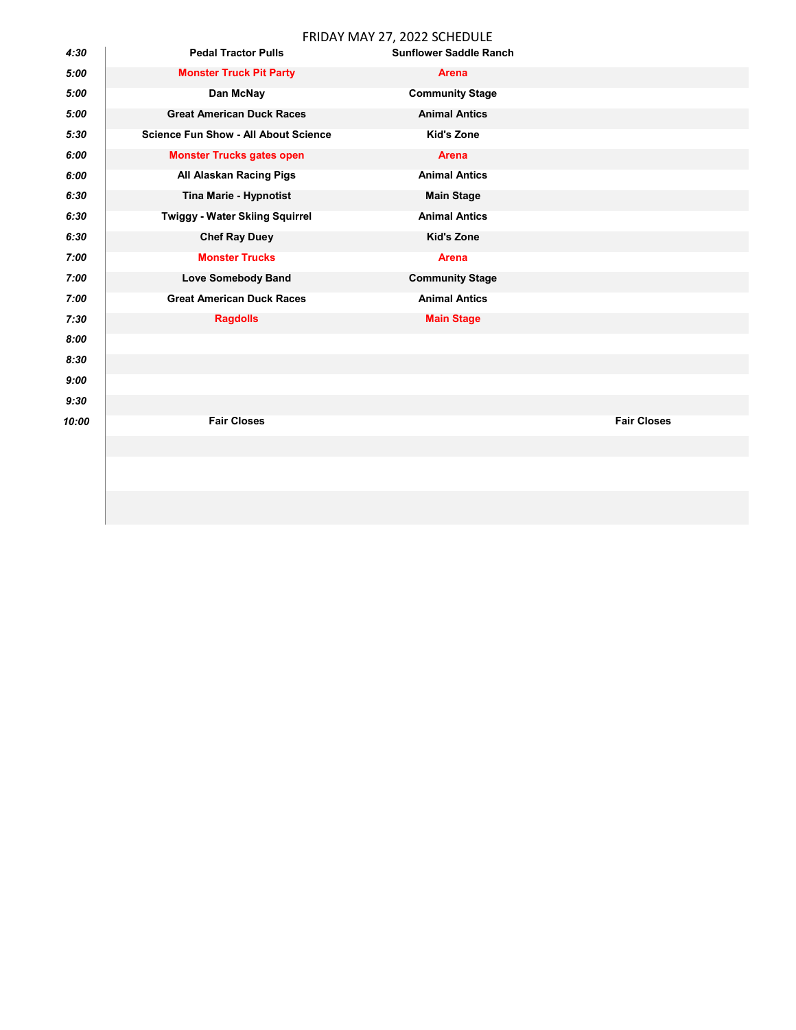# FRIDAY MAY 27, 2022 SCHEDULE

| | | | |
|---|---|---|---|
| *4:30* | **Pedal Tractor Pulls** | **Sunflower Saddle Ranch** | |
| *5:00* | **Monster Truck Pit Party** | **Arena** | |
| *5:00* | **Dan McNay** | **Community Stage** | |
| *5:00* | **Great American Duck Races** | **Animal Antics** | |
| *5:30* | **Science Fun Show - All About Science** | **Kid's Zone** | |
| *6:00* | **Monster Trucks gates open** | **Arena** | |
| *6:00* | **All Alaskan Racing Pigs** | **Animal Antics** | |
| *6:30* | **Tina Marie - Hypnotist** | **Main Stage** | |
| *6:30* | **Twiggy - Water Skiing Squirrel** | **Animal Antics** | |
| *6:30* | **Chef Ray Duey** | **Kid's Zone** | |
| *7:00* | **Monster Trucks** | **Arena** | |
| *7:00* | **Love Somebody Band** | **Community Stage** | |
| *7:00* | **Great American Duck Races** | **Animal Antics** | |
| *7:30* | **Ragdolls** | **Main Stage** | |
| *8:00* | | | |
| *8:30* | | | |
| *9:00* | | | |
| *9:30* | | | |
| *10:00* | **Fair Closes** | | **Fair Closes** |